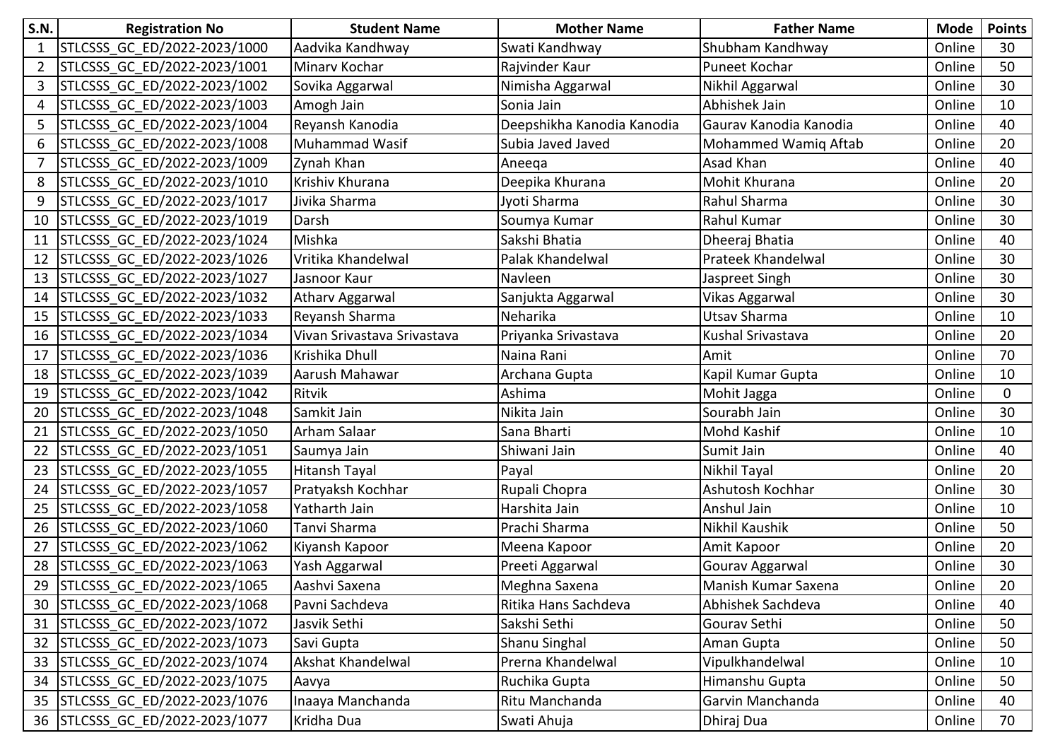| S.N. | Registration No | Student Name | Mother Name | Father Name | Mode | Points |
|---|---|---|---|---|---|---|
| 1 | STLCSSS_GC_ED/2022-2023/1000 | Aadvika Kandhway | Swati Kandhway | Shubham Kandhway | Online | 30 |
| 2 | STLCSSS_GC_ED/2022-2023/1001 | Minarv Kochar | Rajvinder Kaur | Puneet Kochar | Online | 50 |
| 3 | STLCSSS_GC_ED/2022-2023/1002 | Sovika Aggarwal | Nimisha Aggarwal | Nikhil Aggarwal | Online | 30 |
| 4 | STLCSSS_GC_ED/2022-2023/1003 | Amogh Jain | Sonia Jain | Abhishek Jain | Online | 10 |
| 5 | STLCSSS_GC_ED/2022-2023/1004 | Reyansh Kanodia | Deepshikha Kanodia Kanodia | Gaurav Kanodia Kanodia | Online | 40 |
| 6 | STLCSSS_GC_ED/2022-2023/1008 | Muhammad Wasif | Subia Javed Javed | Mohammed Wamiq Aftab | Online | 20 |
| 7 | STLCSSS_GC_ED/2022-2023/1009 | Zynah Khan | Aneeqa | Asad Khan | Online | 40 |
| 8 | STLCSSS_GC_ED/2022-2023/1010 | Krishiv Khurana | Deepika Khurana | Mohit Khurana | Online | 20 |
| 9 | STLCSSS_GC_ED/2022-2023/1017 | Jivika Sharma | Jyoti Sharma | Rahul Sharma | Online | 30 |
| 10 | STLCSSS_GC_ED/2022-2023/1019 | Darsh | Soumya Kumar | Rahul Kumar | Online | 30 |
| 11 | STLCSSS_GC_ED/2022-2023/1024 | Mishka | Sakshi Bhatia | Dheeraj Bhatia | Online | 40 |
| 12 | STLCSSS_GC_ED/2022-2023/1026 | Vritika Khandelwal | Palak Khandelwal | Prateek Khandelwal | Online | 30 |
| 13 | STLCSSS_GC_ED/2022-2023/1027 | Jasnoor Kaur | Navleen | Jaspreet Singh | Online | 30 |
| 14 | STLCSSS_GC_ED/2022-2023/1032 | Atharv Aggarwal | Sanjukta Aggarwal | Vikas Aggarwal | Online | 30 |
| 15 | STLCSSS_GC_ED/2022-2023/1033 | Reyansh Sharma | Neharika | Utsav Sharma | Online | 10 |
| 16 | STLCSSS_GC_ED/2022-2023/1034 | Vivan Srivastava Srivastava | Priyanka Srivastava | Kushal Srivastava | Online | 20 |
| 17 | STLCSSS_GC_ED/2022-2023/1036 | Krishika Dhull | Naina Rani | Amit | Online | 70 |
| 18 | STLCSSS_GC_ED/2022-2023/1039 | Aarush Mahawar | Archana Gupta | Kapil Kumar Gupta | Online | 10 |
| 19 | STLCSSS_GC_ED/2022-2023/1042 | Ritvik | Ashima | Mohit Jagga | Online | 0 |
| 20 | STLCSSS_GC_ED/2022-2023/1048 | Samkit Jain | Nikita Jain | Sourabh Jain | Online | 30 |
| 21 | STLCSSS_GC_ED/2022-2023/1050 | Arham Salaar | Sana Bharti | Mohd Kashif | Online | 10 |
| 22 | STLCSSS_GC_ED/2022-2023/1051 | Saumya Jain | Shiwani Jain | Sumit Jain | Online | 40 |
| 23 | STLCSSS_GC_ED/2022-2023/1055 | Hitansh Tayal | Payal | Nikhil Tayal | Online | 20 |
| 24 | STLCSSS_GC_ED/2022-2023/1057 | Pratyaksh Kochhar | Rupali Chopra | Ashutosh Kochhar | Online | 30 |
| 25 | STLCSSS_GC_ED/2022-2023/1058 | Yatharth Jain | Harshita Jain | Anshul Jain | Online | 10 |
| 26 | STLCSSS_GC_ED/2022-2023/1060 | Tanvi Sharma | Prachi Sharma | Nikhil Kaushik | Online | 50 |
| 27 | STLCSSS_GC_ED/2022-2023/1062 | Kiyansh Kapoor | Meena Kapoor | Amit Kapoor | Online | 20 |
| 28 | STLCSSS_GC_ED/2022-2023/1063 | Yash Aggarwal | Preeti Aggarwal | Gourav Aggarwal | Online | 30 |
| 29 | STLCSSS_GC_ED/2022-2023/1065 | Aashvi Saxena | Meghna Saxena | Manish Kumar Saxena | Online | 20 |
| 30 | STLCSSS_GC_ED/2022-2023/1068 | Pavni Sachdeva | Ritika Hans Sachdeva | Abhishek Sachdeva | Online | 40 |
| 31 | STLCSSS_GC_ED/2022-2023/1072 | Jasvik Sethi | Sakshi Sethi | Gourav Sethi | Online | 50 |
| 32 | STLCSSS_GC_ED/2022-2023/1073 | Savi Gupta | Shanu Singhal | Aman Gupta | Online | 50 |
| 33 | STLCSSS_GC_ED/2022-2023/1074 | Akshat Khandelwal | Prerna Khandelwal | Vipulkhandelwal | Online | 10 |
| 34 | STLCSSS_GC_ED/2022-2023/1075 | Aavya | Ruchika Gupta | Himanshu Gupta | Online | 50 |
| 35 | STLCSSS_GC_ED/2022-2023/1076 | Inaaya Manchanda | Ritu Manchanda | Garvin Manchanda | Online | 40 |
| 36 | STLCSSS_GC_ED/2022-2023/1077 | Kridha Dua | Swati Ahuja | Dhiraj Dua | Online | 70 |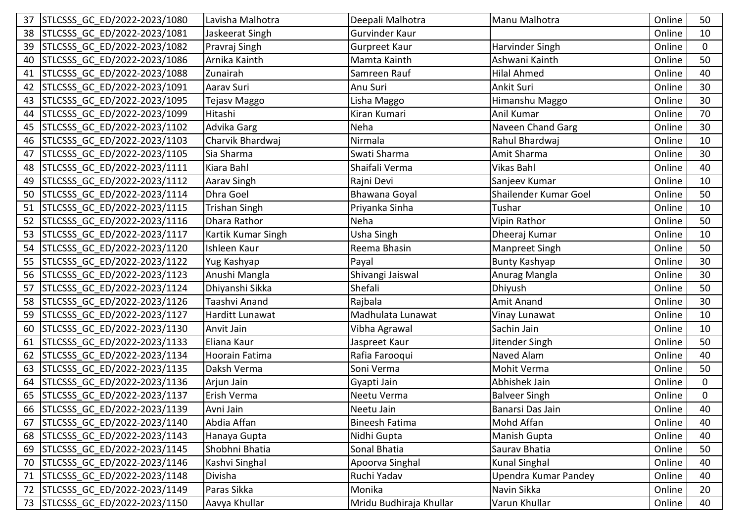| 37 | STLCSSS_GC_ED/2022-2023/1080 | Lavisha Malhotra | Deepali Malhotra | Manu Malhotra | Online | 50 |
|---|---|---|---|---|---|---|
| 38 | STLCSSS_GC_ED/2022-2023/1081 | Jaskeerat Singh | Gurvinder Kaur | | Online | 10 |
| 39 | STLCSSS_GC_ED/2022-2023/1082 | Pravraj Singh | Gurpreet Kaur | Harvinder Singh | Online | 0 |
| 40 | STLCSSS_GC_ED/2022-2023/1086 | Arnika Kainth | Mamta Kainth | Ashwani Kainth | Online | 50 |
| 41 | STLCSSS_GC_ED/2022-2023/1088 | Zunairah | Samreen Rauf | Hilal Ahmed | Online | 40 |
| 42 | STLCSSS_GC_ED/2022-2023/1091 | Aarav Suri | Anu Suri | Ankit Suri | Online | 30 |
| 43 | STLCSSS_GC_ED/2022-2023/1095 | Tejasv Maggo | Lisha Maggo | Himanshu Maggo | Online | 30 |
| 44 | STLCSSS_GC_ED/2022-2023/1099 | Hitashi | Kiran Kumari | Anil Kumar | Online | 70 |
| 45 | STLCSSS_GC_ED/2022-2023/1102 | Advika Garg | Neha | Naveen Chand Garg | Online | 30 |
| 46 | STLCSSS_GC_ED/2022-2023/1103 | Charvik Bhardwaj | Nirmala | Rahul Bhardwaj | Online | 10 |
| 47 | STLCSSS_GC_ED/2022-2023/1105 | Sia Sharma | Swati Sharma | Amit Sharma | Online | 30 |
| 48 | STLCSSS_GC_ED/2022-2023/1111 | Kiara Bahl | Shaifali Verma | Vikas Bahl | Online | 40 |
| 49 | STLCSSS_GC_ED/2022-2023/1112 | Aarav Singh | Rajni Devi | Sanjeev Kumar | Online | 10 |
| 50 | STLCSSS_GC_ED/2022-2023/1114 | Dhra Goel | Bhawana Goyal | Shailender Kumar Goel | Online | 50 |
| 51 | STLCSSS_GC_ED/2022-2023/1115 | Trishan Singh | Priyanka Sinha | Tushar | Online | 10 |
| 52 | STLCSSS_GC_ED/2022-2023/1116 | Dhara Rathor | Neha | Vipin Rathor | Online | 50 |
| 53 | STLCSSS_GC_ED/2022-2023/1117 | Kartik Kumar Singh | Usha Singh | Dheeraj Kumar | Online | 10 |
| 54 | STLCSSS_GC_ED/2022-2023/1120 | Ishleen Kaur | Reema Bhasin | Manpreet Singh | Online | 50 |
| 55 | STLCSSS_GC_ED/2022-2023/1122 | Yug Kashyap | Payal | Bunty Kashyap | Online | 30 |
| 56 | STLCSSS_GC_ED/2022-2023/1123 | Anushi Mangla | Shivangi Jaiswal | Anurag Mangla | Online | 30 |
| 57 | STLCSSS_GC_ED/2022-2023/1124 | Dhiyanshi Sikka | Shefali | Dhiyush | Online | 50 |
| 58 | STLCSSS_GC_ED/2022-2023/1126 | Taashvi Anand | Rajbala | Amit Anand | Online | 30 |
| 59 | STLCSSS_GC_ED/2022-2023/1127 | Harditt Lunawat | Madhulata Lunawat | Vinay Lunawat | Online | 10 |
| 60 | STLCSSS_GC_ED/2022-2023/1130 | Anvit Jain | Vibha Agrawal | Sachin Jain | Online | 10 |
| 61 | STLCSSS_GC_ED/2022-2023/1133 | Eliana Kaur | Jaspreet Kaur | Jitender Singh | Online | 50 |
| 62 | STLCSSS_GC_ED/2022-2023/1134 | Hoorain Fatima | Rafia Farooqui | Naved Alam | Online | 40 |
| 63 | STLCSSS_GC_ED/2022-2023/1135 | Daksh Verma | Soni Verma | Mohit Verma | Online | 50 |
| 64 | STLCSSS_GC_ED/2022-2023/1136 | Arjun Jain | Gyapti Jain | Abhishek Jain | Online | 0 |
| 65 | STLCSSS_GC_ED/2022-2023/1137 | Erish Verma | Neetu Verma | Balveer Singh | Online | 0 |
| 66 | STLCSSS_GC_ED/2022-2023/1139 | Avni Jain | Neetu Jain | Banarsi Das Jain | Online | 40 |
| 67 | STLCSSS_GC_ED/2022-2023/1140 | Abdia Affan | Bineesh Fatima | Mohd Affan | Online | 40 |
| 68 | STLCSSS_GC_ED/2022-2023/1143 | Hanaya Gupta | Nidhi Gupta | Manish Gupta | Online | 40 |
| 69 | STLCSSS_GC_ED/2022-2023/1145 | Shobhni Bhatia | Sonal Bhatia | Saurav Bhatia | Online | 50 |
| 70 | STLCSSS_GC_ED/2022-2023/1146 | Kashvi Singhal | Apoorva Singhal | Kunal Singhal | Online | 40 |
| 71 | STLCSSS_GC_ED/2022-2023/1148 | Divisha | Ruchi Yadav | Upendra Kumar Pandey | Online | 40 |
| 72 | STLCSSS_GC_ED/2022-2023/1149 | Paras Sikka | Monika | Navin Sikka | Online | 20 |
| 73 | STLCSSS_GC_ED/2022-2023/1150 | Aavya Khullar | Mridu Budhiraja Khullar | Varun Khullar | Online | 40 |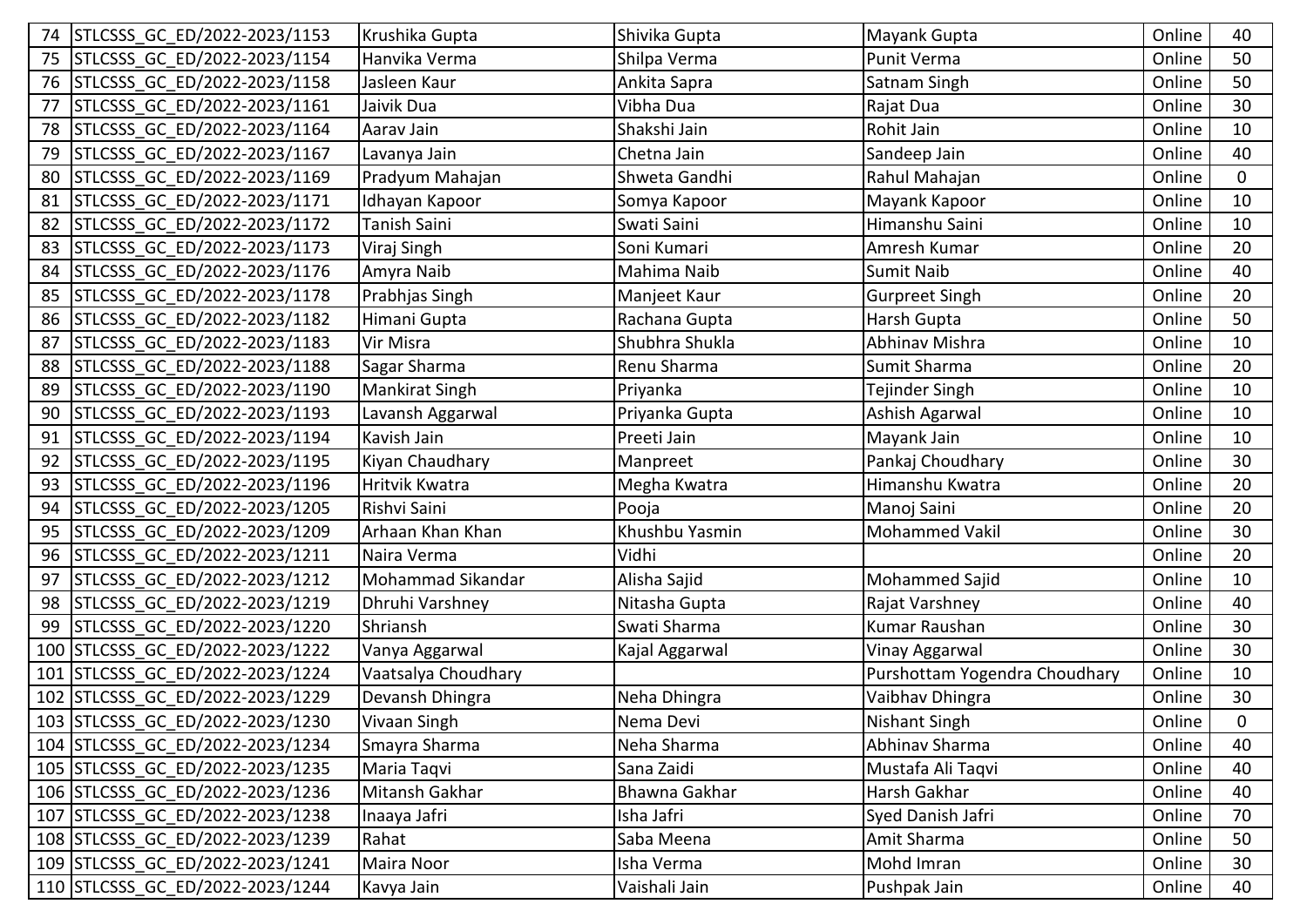| 74 | STLCSSS_GC_ED/2022-2023/1153 | Krushika Gupta | Shivika Gupta | Mayank Gupta | Online | 40 |
|---|---|---|---|---|---|---|
| 75 | STLCSSS_GC_ED/2022-2023/1154 | Hanvika Verma | Shilpa Verma | Punit Verma | Online | 50 |
| 76 | STLCSSS_GC_ED/2022-2023/1158 | Jasleen Kaur | Ankita Sapra | Satnam Singh | Online | 50 |
| 77 | STLCSSS_GC_ED/2022-2023/1161 | Jaivik Dua | Vibha Dua | Rajat Dua | Online | 30 |
| 78 | STLCSSS_GC_ED/2022-2023/1164 | Aarav Jain | Shakshi Jain | Rohit Jain | Online | 10 |
| 79 | STLCSSS_GC_ED/2022-2023/1167 | Lavanya Jain | Chetna Jain | Sandeep Jain | Online | 40 |
| 80 | STLCSSS_GC_ED/2022-2023/1169 | Pradyum Mahajan | Shweta Gandhi | Rahul Mahajan | Online | 0 |
| 81 | STLCSSS_GC_ED/2022-2023/1171 | Idhayan Kapoor | Somya Kapoor | Mayank Kapoor | Online | 10 |
| 82 | STLCSSS_GC_ED/2022-2023/1172 | Tanish Saini | Swati Saini | Himanshu Saini | Online | 10 |
| 83 | STLCSSS_GC_ED/2022-2023/1173 | Viraj Singh | Soni Kumari | Amresh Kumar | Online | 20 |
| 84 | STLCSSS_GC_ED/2022-2023/1176 | Amyra Naib | Mahima Naib | Sumit Naib | Online | 40 |
| 85 | STLCSSS_GC_ED/2022-2023/1178 | Prabhjas Singh | Manjeet Kaur | Gurpreet Singh | Online | 20 |
| 86 | STLCSSS_GC_ED/2022-2023/1182 | Himani Gupta | Rachana Gupta | Harsh Gupta | Online | 50 |
| 87 | STLCSSS_GC_ED/2022-2023/1183 | Vir Misra | Shubhra Shukla | Abhinav Mishra | Online | 10 |
| 88 | STLCSSS_GC_ED/2022-2023/1188 | Sagar Sharma | Renu Sharma | Sumit Sharma | Online | 20 |
| 89 | STLCSSS_GC_ED/2022-2023/1190 | Mankirat Singh | Priyanka | Tejinder Singh | Online | 10 |
| 90 | STLCSSS_GC_ED/2022-2023/1193 | Lavansh Aggarwal | Priyanka Gupta | Ashish Agarwal | Online | 10 |
| 91 | STLCSSS_GC_ED/2022-2023/1194 | Kavish Jain | Preeti Jain | Mayank Jain | Online | 10 |
| 92 | STLCSSS_GC_ED/2022-2023/1195 | Kiyan Chaudhary | Manpreet | Pankaj Choudhary | Online | 30 |
| 93 | STLCSSS_GC_ED/2022-2023/1196 | Hritvik Kwatra | Megha Kwatra | Himanshu Kwatra | Online | 20 |
| 94 | STLCSSS_GC_ED/2022-2023/1205 | Rishvi Saini | Pooja | Manoj Saini | Online | 20 |
| 95 | STLCSSS_GC_ED/2022-2023/1209 | Arhaan Khan Khan | Khushbu Yasmin | Mohammed Vakil | Online | 30 |
| 96 | STLCSSS_GC_ED/2022-2023/1211 | Naira Verma | Vidhi | | Online | 20 |
| 97 | STLCSSS_GC_ED/2022-2023/1212 | Mohammad Sikandar | Alisha Sajid | Mohammed Sajid | Online | 10 |
| 98 | STLCSSS_GC_ED/2022-2023/1219 | Dhruhi Varshney | Nitasha Gupta | Rajat Varshney | Online | 40 |
| 99 | STLCSSS_GC_ED/2022-2023/1220 | Shriansh | Swati Sharma | Kumar Raushan | Online | 30 |
| 100 | STLCSSS_GC_ED/2022-2023/1222 | Vanya Aggarwal | Kajal Aggarwal | Vinay Aggarwal | Online | 30 |
| 101 | STLCSSS_GC_ED/2022-2023/1224 | Vaatsalya Choudhary | | Purshottam Yogendra Choudhary | Online | 10 |
| 102 | STLCSSS_GC_ED/2022-2023/1229 | Devansh Dhingra | Neha Dhingra | Vaibhav Dhingra | Online | 30 |
| 103 | STLCSSS_GC_ED/2022-2023/1230 | Vivaan Singh | Nema Devi | Nishant Singh | Online | 0 |
| 104 | STLCSSS_GC_ED/2022-2023/1234 | Smayra Sharma | Neha Sharma | Abhinav Sharma | Online | 40 |
| 105 | STLCSSS_GC_ED/2022-2023/1235 | Maria Taqvi | Sana Zaidi | Mustafa Ali Taqvi | Online | 40 |
| 106 | STLCSSS_GC_ED/2022-2023/1236 | Mitansh Gakhar | Bhawna Gakhar | Harsh Gakhar | Online | 40 |
| 107 | STLCSSS_GC_ED/2022-2023/1238 | Inaaya Jafri | Isha Jafri | Syed Danish Jafri | Online | 70 |
| 108 | STLCSSS_GC_ED/2022-2023/1239 | Rahat | Saba Meena | Amit Sharma | Online | 50 |
| 109 | STLCSSS_GC_ED/2022-2023/1241 | Maira Noor | Isha Verma | Mohd Imran | Online | 30 |
| 110 | STLCSSS_GC_ED/2022-2023/1244 | Kavya Jain | Vaishali Jain | Pushpak Jain | Online | 40 |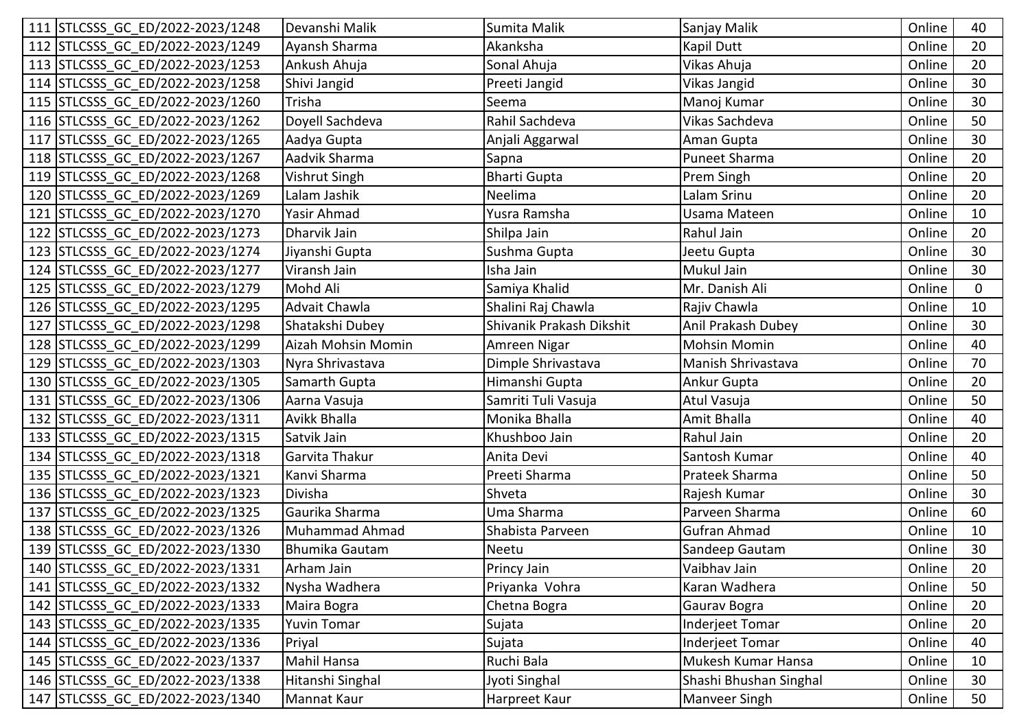| | | | | | | |
|---|---|---|---|---|---|---|
| 111 | STLCSSS_GC_ED/2022-2023/1248 | Devanshi Malik | Sumita Malik | Sanjay Malik | Online | 40 |
| 112 | STLCSSS_GC_ED/2022-2023/1249 | Ayansh Sharma | Akanksha | Kapil Dutt | Online | 20 |
| 113 | STLCSSS_GC_ED/2022-2023/1253 | Ankush Ahuja | Sonal Ahuja | Vikas Ahuja | Online | 20 |
| 114 | STLCSSS_GC_ED/2022-2023/1258 | Shivi Jangid | Preeti Jangid | Vikas Jangid | Online | 30 |
| 115 | STLCSSS_GC_ED/2022-2023/1260 | Trisha | Seema | Manoj Kumar | Online | 30 |
| 116 | STLCSSS_GC_ED/2022-2023/1262 | Doyell Sachdeva | Rahil Sachdeva | Vikas Sachdeva | Online | 50 |
| 117 | STLCSSS_GC_ED/2022-2023/1265 | Aadya Gupta | Anjali Aggarwal | Aman Gupta | Online | 30 |
| 118 | STLCSSS_GC_ED/2022-2023/1267 | Aadvik Sharma | Sapna | Puneet Sharma | Online | 20 |
| 119 | STLCSSS_GC_ED/2022-2023/1268 | Vishrut Singh | Bharti Gupta | Prem Singh | Online | 20 |
| 120 | STLCSSS_GC_ED/2022-2023/1269 | Lalam Jashik | Neelima | Lalam Srinu | Online | 20 |
| 121 | STLCSSS_GC_ED/2022-2023/1270 | Yasir Ahmad | Yusra Ramsha | Usama Mateen | Online | 10 |
| 122 | STLCSSS_GC_ED/2022-2023/1273 | Dharvik Jain | Shilpa Jain | Rahul Jain | Online | 20 |
| 123 | STLCSSS_GC_ED/2022-2023/1274 | Jiyanshi Gupta | Sushma Gupta | Jeetu Gupta | Online | 30 |
| 124 | STLCSSS_GC_ED/2022-2023/1277 | Viransh Jain | Isha Jain | Mukul Jain | Online | 30 |
| 125 | STLCSSS_GC_ED/2022-2023/1279 | Mohd Ali | Samiya Khalid | Mr. Danish Ali | Online | 0 |
| 126 | STLCSSS_GC_ED/2022-2023/1295 | Advait Chawla | Shalini Raj Chawla | Rajiv Chawla | Online | 10 |
| 127 | STLCSSS_GC_ED/2022-2023/1298 | Shatakshi Dubey | Shivanik Prakash Dikshit | Anil Prakash Dubey | Online | 30 |
| 128 | STLCSSS_GC_ED/2022-2023/1299 | Aizah Mohsin Momin | Amreen Nigar | Mohsin Momin | Online | 40 |
| 129 | STLCSSS_GC_ED/2022-2023/1303 | Nyra Shrivastava | Dimple Shrivastava | Manish Shrivastava | Online | 70 |
| 130 | STLCSSS_GC_ED/2022-2023/1305 | Samarth Gupta | Himanshi Gupta | Ankur Gupta | Online | 20 |
| 131 | STLCSSS_GC_ED/2022-2023/1306 | Aarna Vasuja | Samriti Tuli Vasuja | Atul Vasuja | Online | 50 |
| 132 | STLCSSS_GC_ED/2022-2023/1311 | Avikk Bhalla | Monika Bhalla | Amit Bhalla | Online | 40 |
| 133 | STLCSSS_GC_ED/2022-2023/1315 | Satvik Jain | Khushboo Jain | Rahul Jain | Online | 20 |
| 134 | STLCSSS_GC_ED/2022-2023/1318 | Garvita Thakur | Anita Devi | Santosh Kumar | Online | 40 |
| 135 | STLCSSS_GC_ED/2022-2023/1321 | Kanvi Sharma | Preeti Sharma | Prateek Sharma | Online | 50 |
| 136 | STLCSSS_GC_ED/2022-2023/1323 | Divisha | Shveta | Rajesh Kumar | Online | 30 |
| 137 | STLCSSS_GC_ED/2022-2023/1325 | Gaurika Sharma | Uma Sharma | Parveen Sharma | Online | 60 |
| 138 | STLCSSS_GC_ED/2022-2023/1326 | Muhammad Ahmad | Shabista Parveen | Gufran Ahmad | Online | 10 |
| 139 | STLCSSS_GC_ED/2022-2023/1330 | Bhumika Gautam | Neetu | Sandeep Gautam | Online | 30 |
| 140 | STLCSSS_GC_ED/2022-2023/1331 | Arham Jain | Princy Jain | Vaibhav Jain | Online | 20 |
| 141 | STLCSSS_GC_ED/2022-2023/1332 | Nysha Wadhera | Priyanka Vohra | Karan Wadhera | Online | 50 |
| 142 | STLCSSS_GC_ED/2022-2023/1333 | Maira Bogra | Chetna Bogra | Gaurav Bogra | Online | 20 |
| 143 | STLCSSS_GC_ED/2022-2023/1335 | Yuvin Tomar | Sujata | Inderjeet Tomar | Online | 20 |
| 144 | STLCSSS_GC_ED/2022-2023/1336 | Priyal | Sujata | Inderjeet Tomar | Online | 40 |
| 145 | STLCSSS_GC_ED/2022-2023/1337 | Mahil Hansa | Ruchi Bala | Mukesh Kumar Hansa | Online | 10 |
| 146 | STLCSSS_GC_ED/2022-2023/1338 | Hitanshi Singhal | Jyoti Singhal | Shashi Bhushan Singhal | Online | 30 |
| 147 | STLCSSS_GC_ED/2022-2023/1340 | Mannat Kaur | Harpreet Kaur | Manveer Singh | Online | 50 |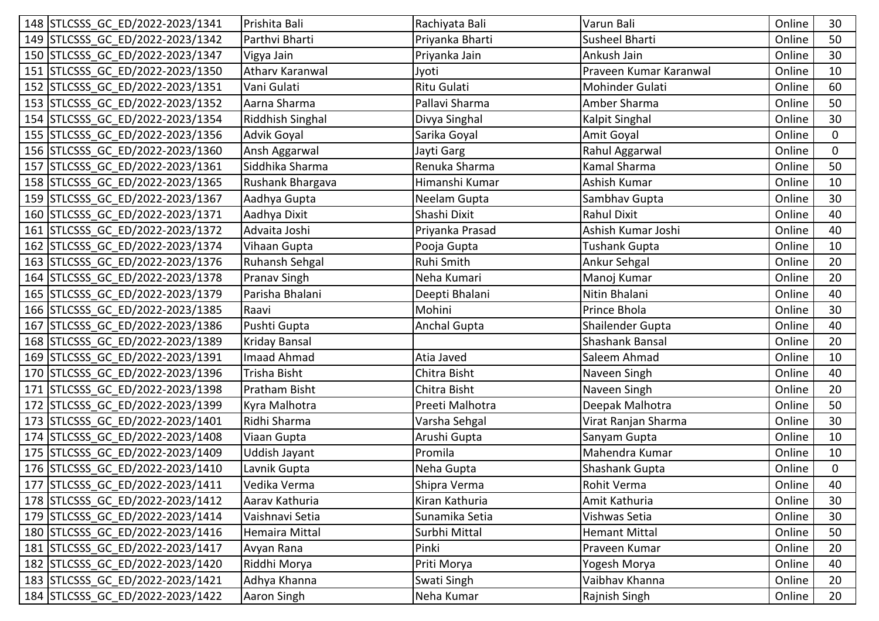| | | | | | | |
|---|---|---|---|---|---|---|
| 148 | STLCSSS_GC_ED/2022-2023/1341 | Prishita Bali | Rachiyata Bali | Varun Bali | Online | 30 |
| 149 | STLCSSS_GC_ED/2022-2023/1342 | Parthvi Bharti | Priyanka Bharti | Susheel Bharti | Online | 50 |
| 150 | STLCSSS_GC_ED/2022-2023/1347 | Vigya Jain | Priyanka Jain | Ankush Jain | Online | 30 |
| 151 | STLCSSS_GC_ED/2022-2023/1350 | Atharv Karanwal | Jyoti | Praveen Kumar Karanwal | Online | 10 |
| 152 | STLCSSS_GC_ED/2022-2023/1351 | Vani Gulati | Ritu Gulati | Mohinder Gulati | Online | 60 |
| 153 | STLCSSS_GC_ED/2022-2023/1352 | Aarna Sharma | Pallavi Sharma | Amber Sharma | Online | 50 |
| 154 | STLCSSS_GC_ED/2022-2023/1354 | Riddhish Singhal | Divya Singhal | Kalpit Singhal | Online | 30 |
| 155 | STLCSSS_GC_ED/2022-2023/1356 | Advik Goyal | Sarika Goyal | Amit Goyal | Online | 0 |
| 156 | STLCSSS_GC_ED/2022-2023/1360 | Ansh Aggarwal | Jayti Garg | Rahul Aggarwal | Online | 0 |
| 157 | STLCSSS_GC_ED/2022-2023/1361 | Siddhika Sharma | Renuka Sharma | Kamal Sharma | Online | 50 |
| 158 | STLCSSS_GC_ED/2022-2023/1365 | Rushank Bhargava | Himanshi Kumar | Ashish Kumar | Online | 10 |
| 159 | STLCSSS_GC_ED/2022-2023/1367 | Aadhya Gupta | Neelam Gupta | Sambhav Gupta | Online | 30 |
| 160 | STLCSSS_GC_ED/2022-2023/1371 | Aadhya Dixit | Shashi Dixit | Rahul Dixit | Online | 40 |
| 161 | STLCSSS_GC_ED/2022-2023/1372 | Advaita Joshi | Priyanka Prasad | Ashish Kumar Joshi | Online | 40 |
| 162 | STLCSSS_GC_ED/2022-2023/1374 | Vihaan Gupta | Pooja Gupta | Tushank Gupta | Online | 10 |
| 163 | STLCSSS_GC_ED/2022-2023/1376 | Ruhansh Sehgal | Ruhi Smith | Ankur Sehgal | Online | 20 |
| 164 | STLCSSS_GC_ED/2022-2023/1378 | Pranav Singh | Neha Kumari | Manoj Kumar | Online | 20 |
| 165 | STLCSSS_GC_ED/2022-2023/1379 | Parisha Bhalani | Deepti Bhalani | Nitin Bhalani | Online | 40 |
| 166 | STLCSSS_GC_ED/2022-2023/1385 | Raavi | Mohini | Prince Bhola | Online | 30 |
| 167 | STLCSSS_GC_ED/2022-2023/1386 | Pushti Gupta | Anchal Gupta | Shailender Gupta | Online | 40 |
| 168 | STLCSSS_GC_ED/2022-2023/1389 | Kriday Bansal | | Shashank Bansal | Online | 20 |
| 169 | STLCSSS_GC_ED/2022-2023/1391 | Imaad Ahmad | Atia Javed | Saleem Ahmad | Online | 10 |
| 170 | STLCSSS_GC_ED/2022-2023/1396 | Trisha Bisht | Chitra Bisht | Naveen Singh | Online | 40 |
| 171 | STLCSSS_GC_ED/2022-2023/1398 | Pratham Bisht | Chitra Bisht | Naveen Singh | Online | 20 |
| 172 | STLCSSS_GC_ED/2022-2023/1399 | Kyra Malhotra | Preeti Malhotra | Deepak Malhotra | Online | 50 |
| 173 | STLCSSS_GC_ED/2022-2023/1401 | Ridhi Sharma | Varsha Sehgal | Virat Ranjan Sharma | Online | 30 |
| 174 | STLCSSS_GC_ED/2022-2023/1408 | Viaan Gupta | Arushi Gupta | Sanyam Gupta | Online | 10 |
| 175 | STLCSSS_GC_ED/2022-2023/1409 | Uddish Jayant | Promila | Mahendra Kumar | Online | 10 |
| 176 | STLCSSS_GC_ED/2022-2023/1410 | Lavnik Gupta | Neha Gupta | Shashank Gupta | Online | 0 |
| 177 | STLCSSS_GC_ED/2022-2023/1411 | Vedika Verma | Shipra Verma | Rohit Verma | Online | 40 |
| 178 | STLCSSS_GC_ED/2022-2023/1412 | Aarav Kathuria | Kiran Kathuria | Amit Kathuria | Online | 30 |
| 179 | STLCSSS_GC_ED/2022-2023/1414 | Vaishnavi Setia | Sunamika Setia | Vishwas Setia | Online | 30 |
| 180 | STLCSSS_GC_ED/2022-2023/1416 | Hemaira Mittal | Surbhi Mittal | Hemant Mittal | Online | 50 |
| 181 | STLCSSS_GC_ED/2022-2023/1417 | Avyan Rana | Pinki | Praveen Kumar | Online | 20 |
| 182 | STLCSSS_GC_ED/2022-2023/1420 | Riddhi Morya | Priti Morya | Yogesh Morya | Online | 40 |
| 183 | STLCSSS_GC_ED/2022-2023/1421 | Adhya Khanna | Swati Singh | Vaibhav Khanna | Online | 20 |
| 184 | STLCSSS_GC_ED/2022-2023/1422 | Aaron Singh | Neha Kumar | Rajnish Singh | Online | 20 |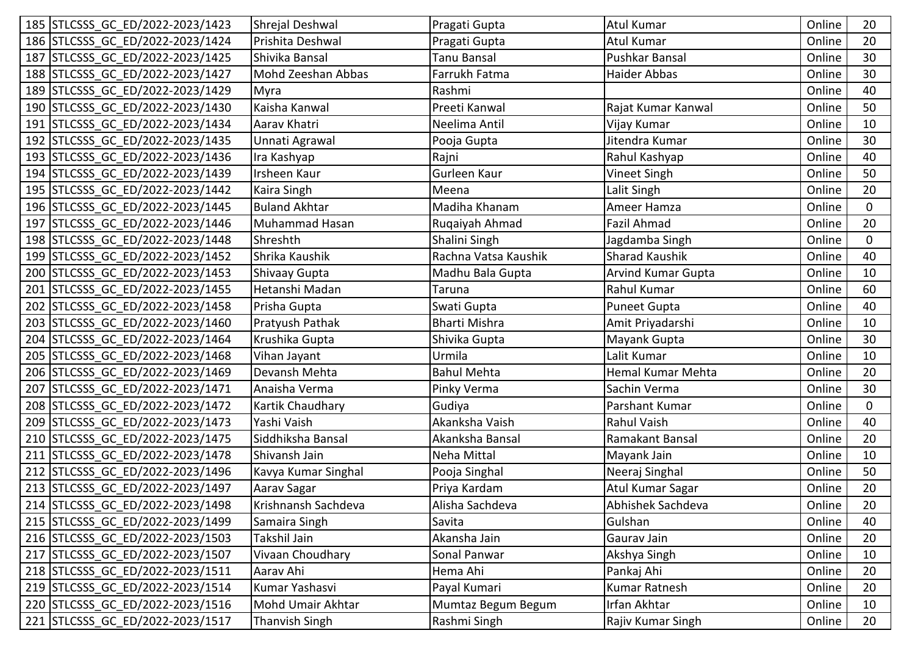| | | | | | | |
|---|---|---|---|---|---|---|
| 185 | STLCSSS_GC_ED/2022-2023/1423 | Shrejal Deshwal | Pragati Gupta | Atul Kumar | Online | 20 |
| 186 | STLCSSS_GC_ED/2022-2023/1424 | Prishita Deshwal | Pragati Gupta | Atul Kumar | Online | 20 |
| 187 | STLCSSS_GC_ED/2022-2023/1425 | Shivika Bansal | Tanu Bansal | Pushkar Bansal | Online | 30 |
| 188 | STLCSSS_GC_ED/2022-2023/1427 | Mohd Zeeshan Abbas | Farrukh Fatma | Haider Abbas | Online | 30 |
| 189 | STLCSSS_GC_ED/2022-2023/1429 | Myra | Rashmi | | Online | 40 |
| 190 | STLCSSS_GC_ED/2022-2023/1430 | Kaisha Kanwal | Preeti Kanwal | Rajat Kumar Kanwal | Online | 50 |
| 191 | STLCSSS_GC_ED/2022-2023/1434 | Aarav Khatri | Neelima Antil | Vijay Kumar | Online | 10 |
| 192 | STLCSSS_GC_ED/2022-2023/1435 | Unnati Agrawal | Pooja Gupta | Jitendra Kumar | Online | 30 |
| 193 | STLCSSS_GC_ED/2022-2023/1436 | Ira Kashyap | Rajni | Rahul Kashyap | Online | 40 |
| 194 | STLCSSS_GC_ED/2022-2023/1439 | Irsheen Kaur | Gurleen Kaur | Vineet Singh | Online | 50 |
| 195 | STLCSSS_GC_ED/2022-2023/1442 | Kaira Singh | Meena | Lalit Singh | Online | 20 |
| 196 | STLCSSS_GC_ED/2022-2023/1445 | Buland Akhtar | Madiha Khanam | Ameer Hamza | Online | 0 |
| 197 | STLCSSS_GC_ED/2022-2023/1446 | Muhammad Hasan | Ruqaiyah Ahmad | Fazil Ahmad | Online | 20 |
| 198 | STLCSSS_GC_ED/2022-2023/1448 | Shreshth | Shalini Singh | Jagdamba Singh | Online | 0 |
| 199 | STLCSSS_GC_ED/2022-2023/1452 | Shrika Kaushik | Rachna Vatsa Kaushik | Sharad Kaushik | Online | 40 |
| 200 | STLCSSS_GC_ED/2022-2023/1453 | Shivaay Gupta | Madhu Bala Gupta | Arvind Kumar Gupta | Online | 10 |
| 201 | STLCSSS_GC_ED/2022-2023/1455 | Hetanshi Madan | Taruna | Rahul Kumar | Online | 60 |
| 202 | STLCSSS_GC_ED/2022-2023/1458 | Prisha Gupta | Swati Gupta | Puneet Gupta | Online | 40 |
| 203 | STLCSSS_GC_ED/2022-2023/1460 | Pratyush Pathak | Bharti Mishra | Amit Priyadarshi | Online | 10 |
| 204 | STLCSSS_GC_ED/2022-2023/1464 | Krushika Gupta | Shivika Gupta | Mayank Gupta | Online | 30 |
| 205 | STLCSSS_GC_ED/2022-2023/1468 | Vihan Jayant | Urmila | Lalit Kumar | Online | 10 |
| 206 | STLCSSS_GC_ED/2022-2023/1469 | Devansh Mehta | Bahul Mehta | Hemal Kumar Mehta | Online | 20 |
| 207 | STLCSSS_GC_ED/2022-2023/1471 | Anaisha Verma | Pinky Verma | Sachin Verma | Online | 30 |
| 208 | STLCSSS_GC_ED/2022-2023/1472 | Kartik Chaudhary | Gudiya | Parshant Kumar | Online | 0 |
| 209 | STLCSSS_GC_ED/2022-2023/1473 | Yashi Vaish | Akanksha Vaish | Rahul Vaish | Online | 40 |
| 210 | STLCSSS_GC_ED/2022-2023/1475 | Siddhiksha Bansal | Akanksha Bansal | Ramakant Bansal | Online | 20 |
| 211 | STLCSSS_GC_ED/2022-2023/1478 | Shivansh Jain | Neha Mittal | Mayank Jain | Online | 10 |
| 212 | STLCSSS_GC_ED/2022-2023/1496 | Kavya Kumar Singhal | Pooja Singhal | Neeraj Singhal | Online | 50 |
| 213 | STLCSSS_GC_ED/2022-2023/1497 | Aarav Sagar | Priya Kardam | Atul Kumar Sagar | Online | 20 |
| 214 | STLCSSS_GC_ED/2022-2023/1498 | Krishnansh Sachdeva | Alisha Sachdeva | Abhishek Sachdeva | Online | 20 |
| 215 | STLCSSS_GC_ED/2022-2023/1499 | Samaira Singh | Savita | Gulshan | Online | 40 |
| 216 | STLCSSS_GC_ED/2022-2023/1503 | Takshil Jain | Akansha Jain | Gaurav Jain | Online | 20 |
| 217 | STLCSSS_GC_ED/2022-2023/1507 | Vivaan Choudhary | Sonal Panwar | Akshya Singh | Online | 10 |
| 218 | STLCSSS_GC_ED/2022-2023/1511 | Aarav Ahi | Hema Ahi | Pankaj Ahi | Online | 20 |
| 219 | STLCSSS_GC_ED/2022-2023/1514 | Kumar Yashasvi | Payal Kumari | Kumar Ratnesh | Online | 20 |
| 220 | STLCSSS_GC_ED/2022-2023/1516 | Mohd Umair Akhtar | Mumtaz Begum Begum | Irfan Akhtar | Online | 10 |
| 221 | STLCSSS_GC_ED/2022-2023/1517 | Thanvish Singh | Rashmi Singh | Rajiv Kumar Singh | Online | 20 |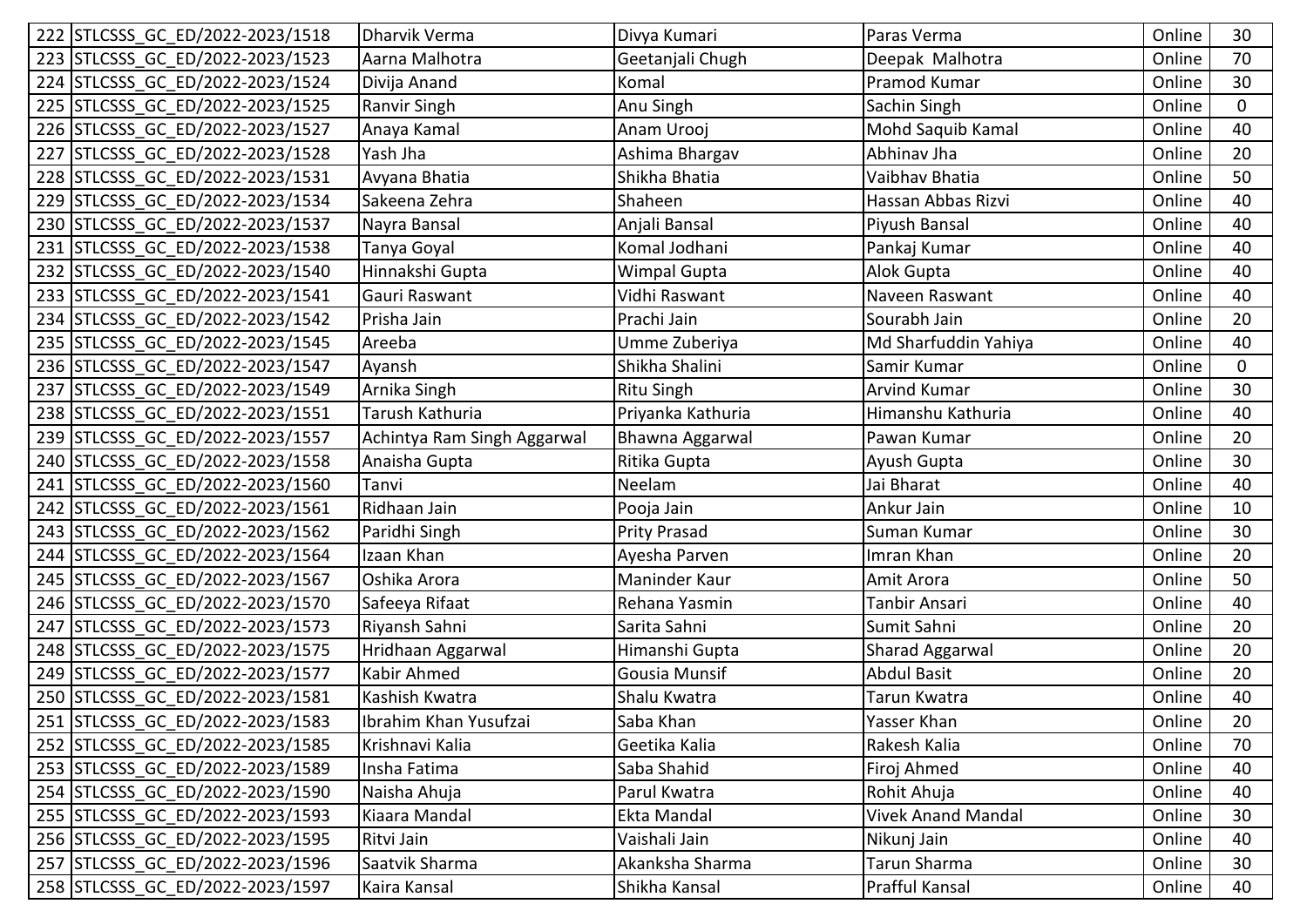| 222 | STLCSSS_GC_ED/2022-2023/1518 | Dharvik Verma | Divya Kumari | Paras Verma | Online | 30 |
|---|---|---|---|---|---|---|
| 223 | STLCSSS_GC_ED/2022-2023/1523 | Aarna Malhotra | Geetanjali Chugh | Deepak Malhotra | Online | 70 |
| 224 | STLCSSS_GC_ED/2022-2023/1524 | Divija Anand | Komal | Pramod Kumar | Online | 30 |
| 225 | STLCSSS_GC_ED/2022-2023/1525 | Ranvir Singh | Anu Singh | Sachin Singh | Online | 0 |
| 226 | STLCSSS_GC_ED/2022-2023/1527 | Anaya Kamal | Anam Urooj | Mohd Saquib Kamal | Online | 40 |
| 227 | STLCSSS_GC_ED/2022-2023/1528 | Yash Jha | Ashima Bhargav | Abhinav Jha | Online | 20 |
| 228 | STLCSSS_GC_ED/2022-2023/1531 | Avyana Bhatia | Shikha Bhatia | Vaibhav Bhatia | Online | 50 |
| 229 | STLCSSS_GC_ED/2022-2023/1534 | Sakeena Zehra | Shaheen | Hassan Abbas Rizvi | Online | 40 |
| 230 | STLCSSS_GC_ED/2022-2023/1537 | Nayra Bansal | Anjali Bansal | Piyush Bansal | Online | 40 |
| 231 | STLCSSS_GC_ED/2022-2023/1538 | Tanya Goyal | Komal Jodhani | Pankaj Kumar | Online | 40 |
| 232 | STLCSSS_GC_ED/2022-2023/1540 | Hinnakshi Gupta | Wimpal Gupta | Alok Gupta | Online | 40 |
| 233 | STLCSSS_GC_ED/2022-2023/1541 | Gauri Raswant | Vidhi Raswant | Naveen Raswant | Online | 40 |
| 234 | STLCSSS_GC_ED/2022-2023/1542 | Prisha Jain | Prachi Jain | Sourabh Jain | Online | 20 |
| 235 | STLCSSS_GC_ED/2022-2023/1545 | Areeba | Umme Zuberiya | Md Sharfuddin Yahiya | Online | 40 |
| 236 | STLCSSS_GC_ED/2022-2023/1547 | Ayansh | Shikha Shalini | Samir Kumar | Online | 0 |
| 237 | STLCSSS_GC_ED/2022-2023/1549 | Arnika Singh | Ritu Singh | Arvind Kumar | Online | 30 |
| 238 | STLCSSS_GC_ED/2022-2023/1551 | Tarush Kathuria | Priyanka Kathuria | Himanshu Kathuria | Online | 40 |
| 239 | STLCSSS_GC_ED/2022-2023/1557 | Achintya Ram Singh Aggarwal | Bhawna Aggarwal | Pawan Kumar | Online | 20 |
| 240 | STLCSSS_GC_ED/2022-2023/1558 | Anaisha Gupta | Ritika Gupta | Ayush Gupta | Online | 30 |
| 241 | STLCSSS_GC_ED/2022-2023/1560 | Tanvi | Neelam | Jai Bharat | Online | 40 |
| 242 | STLCSSS_GC_ED/2022-2023/1561 | Ridhaan Jain | Pooja Jain | Ankur Jain | Online | 10 |
| 243 | STLCSSS_GC_ED/2022-2023/1562 | Paridhi Singh | Prity Prasad | Suman Kumar | Online | 30 |
| 244 | STLCSSS_GC_ED/2022-2023/1564 | Izaan Khan | Ayesha Parven | Imran Khan | Online | 20 |
| 245 | STLCSSS_GC_ED/2022-2023/1567 | Oshika Arora | Maninder Kaur | Amit Arora | Online | 50 |
| 246 | STLCSSS_GC_ED/2022-2023/1570 | Safeeya Rifaat | Rehana Yasmin | Tanbir Ansari | Online | 40 |
| 247 | STLCSSS_GC_ED/2022-2023/1573 | Riyansh Sahni | Sarita Sahni | Sumit Sahni | Online | 20 |
| 248 | STLCSSS_GC_ED/2022-2023/1575 | Hridhaan Aggarwal | Himanshi Gupta | Sharad Aggarwal | Online | 20 |
| 249 | STLCSSS_GC_ED/2022-2023/1577 | Kabir Ahmed | Gousia Munsif | Abdul Basit | Online | 20 |
| 250 | STLCSSS_GC_ED/2022-2023/1581 | Kashish Kwatra | Shalu Kwatra | Tarun Kwatra | Online | 40 |
| 251 | STLCSSS_GC_ED/2022-2023/1583 | Ibrahim Khan Yusufzai | Saba Khan | Yasser Khan | Online | 20 |
| 252 | STLCSSS_GC_ED/2022-2023/1585 | Krishnavi Kalia | Geetika Kalia | Rakesh Kalia | Online | 70 |
| 253 | STLCSSS_GC_ED/2022-2023/1589 | Insha Fatima | Saba Shahid | Firoj Ahmed | Online | 40 |
| 254 | STLCSSS_GC_ED/2022-2023/1590 | Naisha Ahuja | Parul Kwatra | Rohit Ahuja | Online | 40 |
| 255 | STLCSSS_GC_ED/2022-2023/1593 | Kiaara Mandal | Ekta Mandal | Vivek Anand Mandal | Online | 30 |
| 256 | STLCSSS_GC_ED/2022-2023/1595 | Ritvi Jain | Vaishali Jain | Nikunj Jain | Online | 40 |
| 257 | STLCSSS_GC_ED/2022-2023/1596 | Saatvik Sharma | Akanksha Sharma | Tarun Sharma | Online | 30 |
| 258 | STLCSSS_GC_ED/2022-2023/1597 | Kaira Kansal | Shikha Kansal | Prafful Kansal | Online | 40 |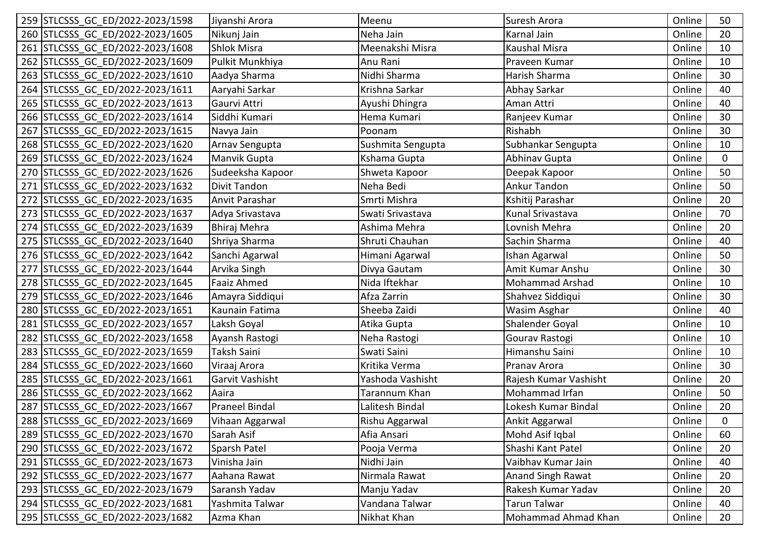| | | | | | | |
|---|---|---|---|---|---|---|
| 259 | STLCSSS_GC_ED/2022-2023/1598 | Jiyanshi Arora | Meenu | Suresh Arora | Online | 50 |
| 260 | STLCSSS_GC_ED/2022-2023/1605 | Nikunj Jain | Neha Jain | Karnal Jain | Online | 20 |
| 261 | STLCSSS_GC_ED/2022-2023/1608 | Shlok Misra | Meenakshi Misra | Kaushal Misra | Online | 10 |
| 262 | STLCSSS_GC_ED/2022-2023/1609 | Pulkit Munkhiya | Anu Rani | Praveen Kumar | Online | 10 |
| 263 | STLCSSS_GC_ED/2022-2023/1610 | Aadya Sharma | Nidhi Sharma | Harish Sharma | Online | 30 |
| 264 | STLCSSS_GC_ED/2022-2023/1611 | Aaryahi Sarkar | Krishna Sarkar | Abhay Sarkar | Online | 40 |
| 265 | STLCSSS_GC_ED/2022-2023/1613 | Gaurvi Attri | Ayushi Dhingra | Aman Attri | Online | 40 |
| 266 | STLCSSS_GC_ED/2022-2023/1614 | Siddhi Kumari | Hema Kumari | Ranjeev Kumar | Online | 30 |
| 267 | STLCSSS_GC_ED/2022-2023/1615 | Navya Jain | Poonam | Rishabh | Online | 30 |
| 268 | STLCSSS_GC_ED/2022-2023/1620 | Arnav Sengupta | Sushmita Sengupta | Subhankar Sengupta | Online | 10 |
| 269 | STLCSSS_GC_ED/2022-2023/1624 | Manvik Gupta | Kshama Gupta | Abhinav Gupta | Online | 0 |
| 270 | STLCSSS_GC_ED/2022-2023/1626 | Sudeeksha Kapoor | Shweta Kapoor | Deepak Kapoor | Online | 50 |
| 271 | STLCSSS_GC_ED/2022-2023/1632 | Divit Tandon | Neha Bedi | Ankur Tandon | Online | 50 |
| 272 | STLCSSS_GC_ED/2022-2023/1635 | Anvit Parashar | Smrti Mishra | Kshitij Parashar | Online | 20 |
| 273 | STLCSSS_GC_ED/2022-2023/1637 | Adya Srivastava | Swati Srivastava | Kunal Srivastava | Online | 70 |
| 274 | STLCSSS_GC_ED/2022-2023/1639 | Bhiraj Mehra | Ashima Mehra | Lovnish Mehra | Online | 20 |
| 275 | STLCSSS_GC_ED/2022-2023/1640 | Shriya Sharma | Shruti Chauhan | Sachin Sharma | Online | 40 |
| 276 | STLCSSS_GC_ED/2022-2023/1642 | Sanchi Agarwal | Himani Agarwal | Ishan Agarwal | Online | 50 |
| 277 | STLCSSS_GC_ED/2022-2023/1644 | Arvika Singh | Divya Gautam | Amit Kumar Anshu | Online | 30 |
| 278 | STLCSSS_GC_ED/2022-2023/1645 | Faaiz Ahmed | Nida Iftekhar | Mohammad Arshad | Online | 10 |
| 279 | STLCSSS_GC_ED/2022-2023/1646 | Amayra Siddiqui | Afza Zarrin | Shahvez Siddiqui | Online | 30 |
| 280 | STLCSSS_GC_ED/2022-2023/1651 | Kaunain Fatima | Sheeba Zaidi | Wasim Asghar | Online | 40 |
| 281 | STLCSSS_GC_ED/2022-2023/1657 | Laksh Goyal | Atika Gupta | Shalender Goyal | Online | 10 |
| 282 | STLCSSS_GC_ED/2022-2023/1658 | Ayansh Rastogi | Neha Rastogi | Gourav Rastogi | Online | 10 |
| 283 | STLCSSS_GC_ED/2022-2023/1659 | Taksh Saini | Swati Saini | Himanshu Saini | Online | 10 |
| 284 | STLCSSS_GC_ED/2022-2023/1660 | Viraaj Arora | Kritika Verma | Pranav Arora | Online | 30 |
| 285 | STLCSSS_GC_ED/2022-2023/1661 | Garvit Vashisht | Yashoda Vashisht | Rajesh Kumar Vashisht | Online | 20 |
| 286 | STLCSSS_GC_ED/2022-2023/1662 | Aaira | Tarannum Khan | Mohammad Irfan | Online | 50 |
| 287 | STLCSSS_GC_ED/2022-2023/1667 | Praneel Bindal | Lalitesh Bindal | Lokesh Kumar Bindal | Online | 20 |
| 288 | STLCSSS_GC_ED/2022-2023/1669 | Vihaan Aggarwal | Rishu Aggarwal | Ankit Aggarwal | Online | 0 |
| 289 | STLCSSS_GC_ED/2022-2023/1670 | Sarah Asif | Afia Ansari | Mohd Asif Iqbal | Online | 60 |
| 290 | STLCSSS_GC_ED/2022-2023/1672 | Sparsh Patel | Pooja Verma | Shashi Kant Patel | Online | 20 |
| 291 | STLCSSS_GC_ED/2022-2023/1673 | Vinisha Jain | Nidhi Jain | Vaibhav Kumar Jain | Online | 40 |
| 292 | STLCSSS_GC_ED/2022-2023/1677 | Aahana Rawat | Nirmala Rawat | Anand Singh Rawat | Online | 20 |
| 293 | STLCSSS_GC_ED/2022-2023/1679 | Saransh Yadav | Manju Yadav | Rakesh Kumar Yadav | Online | 20 |
| 294 | STLCSSS_GC_ED/2022-2023/1681 | Yashmita Talwar | Vandana Talwar | Tarun Talwar | Online | 40 |
| 295 | STLCSSS_GC_ED/2022-2023/1682 | Azma Khan | Nikhat Khan | Mohammad Ahmad Khan | Online | 20 |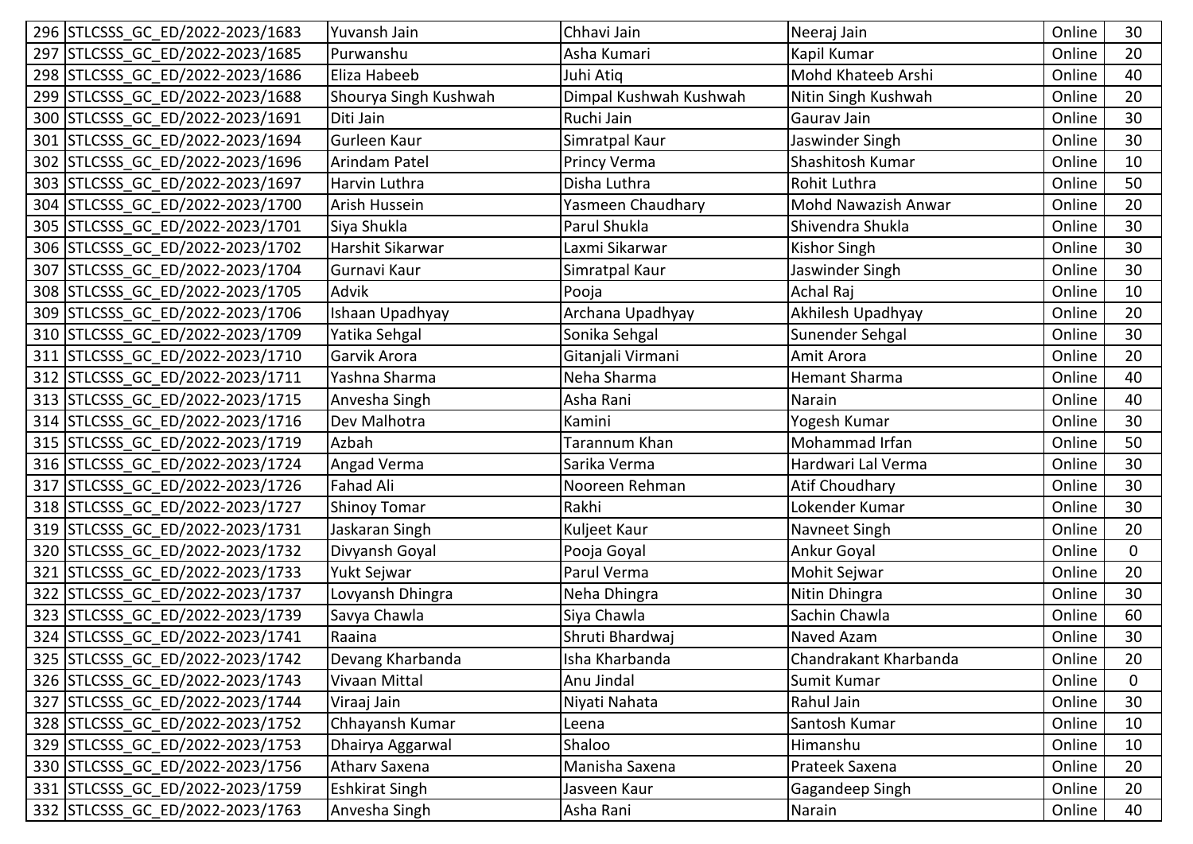| | | | | | | |
|---|---|---|---|---|---|---|
| 296 | STLCSSS_GC_ED/2022-2023/1683 | Yuvansh Jain | Chhavi Jain | Neeraj Jain | Online | 30 |
| 297 | STLCSSS_GC_ED/2022-2023/1685 | Purwanshu | Asha Kumari | Kapil Kumar | Online | 20 |
| 298 | STLCSSS_GC_ED/2022-2023/1686 | Eliza Habeeb | Juhi Atiq | Mohd Khateeb Arshi | Online | 40 |
| 299 | STLCSSS_GC_ED/2022-2023/1688 | Shourya Singh Kushwah | Dimpal Kushwah Kushwah | Nitin Singh Kushwah | Online | 20 |
| 300 | STLCSSS_GC_ED/2022-2023/1691 | Diti Jain | Ruchi Jain | Gaurav Jain | Online | 30 |
| 301 | STLCSSS_GC_ED/2022-2023/1694 | Gurleen Kaur | Simratpal Kaur | Jaswinder Singh | Online | 30 |
| 302 | STLCSSS_GC_ED/2022-2023/1696 | Arindam Patel | Princy Verma | Shashitosh Kumar | Online | 10 |
| 303 | STLCSSS_GC_ED/2022-2023/1697 | Harvin Luthra | Disha Luthra | Rohit Luthra | Online | 50 |
| 304 | STLCSSS_GC_ED/2022-2023/1700 | Arish Hussein | Yasmeen Chaudhary | Mohd Nawazish Anwar | Online | 20 |
| 305 | STLCSSS_GC_ED/2022-2023/1701 | Siya Shukla | Parul Shukla | Shivendra Shukla | Online | 30 |
| 306 | STLCSSS_GC_ED/2022-2023/1702 | Harshit Sikarwar | Laxmi Sikarwar | Kishor Singh | Online | 30 |
| 307 | STLCSSS_GC_ED/2022-2023/1704 | Gurnavi Kaur | Simratpal Kaur | Jaswinder Singh | Online | 30 |
| 308 | STLCSSS_GC_ED/2022-2023/1705 | Advik | Pooja | Achal Raj | Online | 10 |
| 309 | STLCSSS_GC_ED/2022-2023/1706 | Ishaan Upadhyay | Archana Upadhyay | Akhilesh Upadhyay | Online | 20 |
| 310 | STLCSSS_GC_ED/2022-2023/1709 | Yatika Sehgal | Sonika Sehgal | Sunender Sehgal | Online | 30 |
| 311 | STLCSSS_GC_ED/2022-2023/1710 | Garvik Arora | Gitanjali Virmani | Amit Arora | Online | 20 |
| 312 | STLCSSS_GC_ED/2022-2023/1711 | Yashna Sharma | Neha Sharma | Hemant Sharma | Online | 40 |
| 313 | STLCSSS_GC_ED/2022-2023/1715 | Anvesha Singh | Asha Rani | Narain | Online | 40 |
| 314 | STLCSSS_GC_ED/2022-2023/1716 | Dev Malhotra | Kamini | Yogesh Kumar | Online | 30 |
| 315 | STLCSSS_GC_ED/2022-2023/1719 | Azbah | Tarannum Khan | Mohammad Irfan | Online | 50 |
| 316 | STLCSSS_GC_ED/2022-2023/1724 | Angad Verma | Sarika Verma | Hardwari Lal Verma | Online | 30 |
| 317 | STLCSSS_GC_ED/2022-2023/1726 | Fahad Ali | Nooreen Rehman | Atif Choudhary | Online | 30 |
| 318 | STLCSSS_GC_ED/2022-2023/1727 | Shinoy Tomar | Rakhi | Lokender Kumar | Online | 30 |
| 319 | STLCSSS_GC_ED/2022-2023/1731 | Jaskaran Singh | Kuljeet Kaur | Navneet Singh | Online | 20 |
| 320 | STLCSSS_GC_ED/2022-2023/1732 | Divyansh Goyal | Pooja Goyal | Ankur Goyal | Online | 0 |
| 321 | STLCSSS_GC_ED/2022-2023/1733 | Yukt Sejwar | Parul Verma | Mohit Sejwar | Online | 20 |
| 322 | STLCSSS_GC_ED/2022-2023/1737 | Lovyansh Dhingra | Neha Dhingra | Nitin Dhingra | Online | 30 |
| 323 | STLCSSS_GC_ED/2022-2023/1739 | Savya Chawla | Siya Chawla | Sachin Chawla | Online | 60 |
| 324 | STLCSSS_GC_ED/2022-2023/1741 | Raaina | Shruti Bhardwaj | Naved Azam | Online | 30 |
| 325 | STLCSSS_GC_ED/2022-2023/1742 | Devang Kharbanda | Isha Kharbanda | Chandrakant Kharbanda | Online | 20 |
| 326 | STLCSSS_GC_ED/2022-2023/1743 | Vivaan Mittal | Anu Jindal | Sumit Kumar | Online | 0 |
| 327 | STLCSSS_GC_ED/2022-2023/1744 | Viraaj Jain | Niyati Nahata | Rahul Jain | Online | 30 |
| 328 | STLCSSS_GC_ED/2022-2023/1752 | Chhayansh Kumar | Leena | Santosh Kumar | Online | 10 |
| 329 | STLCSSS_GC_ED/2022-2023/1753 | Dhairya Aggarwal | Shaloo | Himanshu | Online | 10 |
| 330 | STLCSSS_GC_ED/2022-2023/1756 | Atharv Saxena | Manisha Saxena | Prateek Saxena | Online | 20 |
| 331 | STLCSSS_GC_ED/2022-2023/1759 | Eshkirat Singh | Jasveen Kaur | Gagandeep Singh | Online | 20 |
| 332 | STLCSSS_GC_ED/2022-2023/1763 | Anvesha Singh | Asha Rani | Narain | Online | 40 |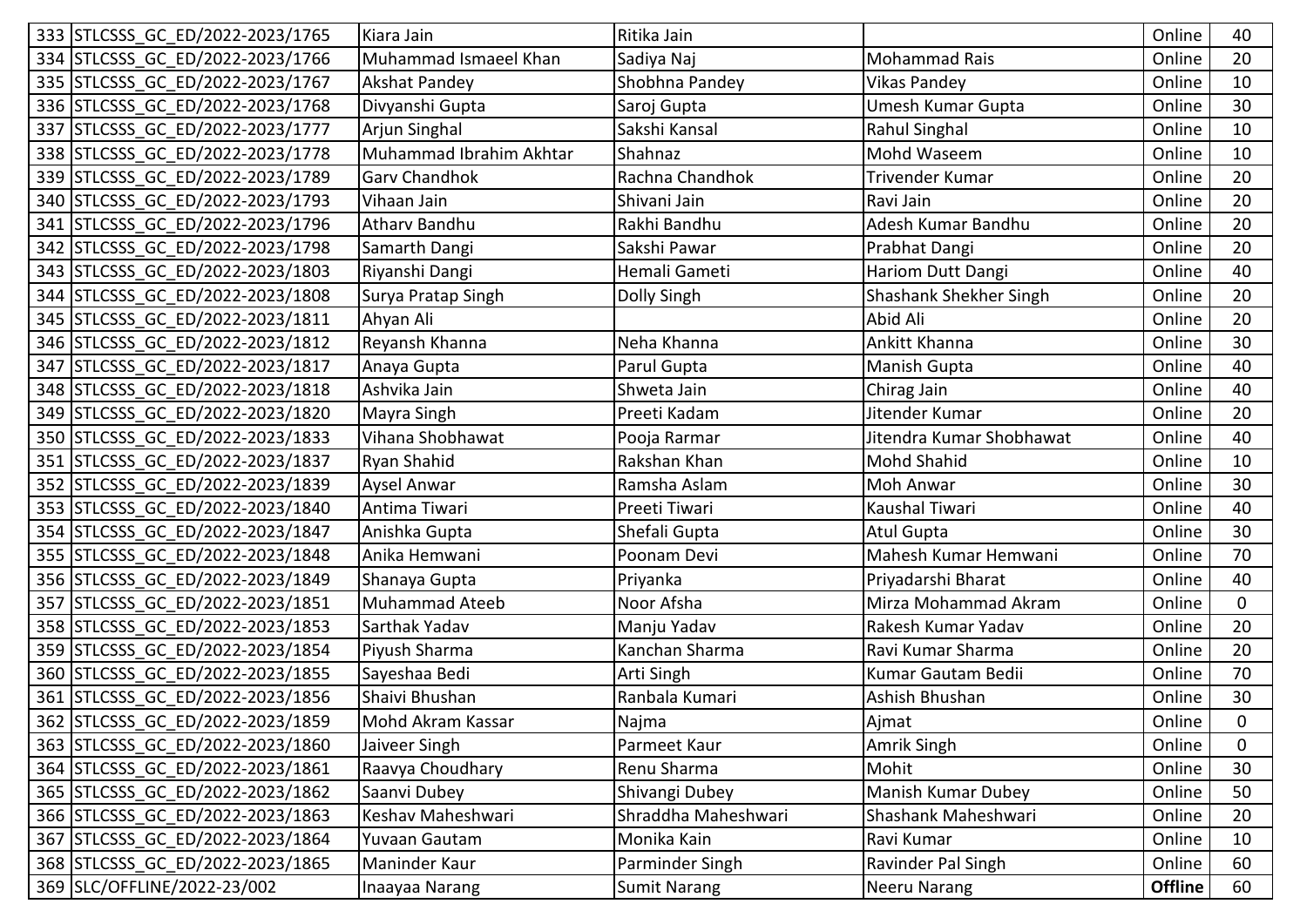| | | | | | | |
|---|---|---|---|---|---|---|
| 333 | STLCSSS_GC_ED/2022-2023/1765 | Kiara Jain | Ritika Jain | | Online | 40 |
| 334 | STLCSSS_GC_ED/2022-2023/1766 | Muhammad Ismaeel Khan | Sadiya Naj | Mohammad Rais | Online | 20 |
| 335 | STLCSSS_GC_ED/2022-2023/1767 | Akshat Pandey | Shobhna Pandey | Vikas Pandey | Online | 10 |
| 336 | STLCSSS_GC_ED/2022-2023/1768 | Divyanshi Gupta | Saroj Gupta | Umesh Kumar Gupta | Online | 30 |
| 337 | STLCSSS_GC_ED/2022-2023/1777 | Arjun Singhal | Sakshi Kansal | Rahul Singhal | Online | 10 |
| 338 | STLCSSS_GC_ED/2022-2023/1778 | Muhammad Ibrahim Akhtar | Shahnaz | Mohd Waseem | Online | 10 |
| 339 | STLCSSS_GC_ED/2022-2023/1789 | Garv Chandhok | Rachna Chandhok | Trivender Kumar | Online | 20 |
| 340 | STLCSSS_GC_ED/2022-2023/1793 | Vihaan Jain | Shivani Jain | Ravi Jain | Online | 20 |
| 341 | STLCSSS_GC_ED/2022-2023/1796 | Atharv Bandhu | Rakhi Bandhu | Adesh Kumar Bandhu | Online | 20 |
| 342 | STLCSSS_GC_ED/2022-2023/1798 | Samarth Dangi | Sakshi Pawar | Prabhat Dangi | Online | 20 |
| 343 | STLCSSS_GC_ED/2022-2023/1803 | Riyanshi Dangi | Hemali Gameti | Hariom Dutt Dangi | Online | 40 |
| 344 | STLCSSS_GC_ED/2022-2023/1808 | Surya Pratap Singh | Dolly Singh | Shashank Shekher Singh | Online | 20 |
| 345 | STLCSSS_GC_ED/2022-2023/1811 | Ahyan Ali | | Abid Ali | Online | 20 |
| 346 | STLCSSS_GC_ED/2022-2023/1812 | Reyansh Khanna | Neha Khanna | Ankitt Khanna | Online | 30 |
| 347 | STLCSSS_GC_ED/2022-2023/1817 | Anaya Gupta | Parul Gupta | Manish Gupta | Online | 40 |
| 348 | STLCSSS_GC_ED/2022-2023/1818 | Ashvika Jain | Shweta Jain | Chirag Jain | Online | 40 |
| 349 | STLCSSS_GC_ED/2022-2023/1820 | Mayra Singh | Preeti Kadam | Jitender Kumar | Online | 20 |
| 350 | STLCSSS_GC_ED/2022-2023/1833 | Vihana Shobhawat | Pooja Rarmar | Jitendra Kumar Shobhawat | Online | 40 |
| 351 | STLCSSS_GC_ED/2022-2023/1837 | Ryan Shahid | Rakshan Khan | Mohd Shahid | Online | 10 |
| 352 | STLCSSS_GC_ED/2022-2023/1839 | Aysel Anwar | Ramsha Aslam | Moh Anwar | Online | 30 |
| 353 | STLCSSS_GC_ED/2022-2023/1840 | Antima Tiwari | Preeti Tiwari | Kaushal Tiwari | Online | 40 |
| 354 | STLCSSS_GC_ED/2022-2023/1847 | Anishka Gupta | Shefali Gupta | Atul Gupta | Online | 30 |
| 355 | STLCSSS_GC_ED/2022-2023/1848 | Anika Hemwani | Poonam Devi | Mahesh Kumar Hemwani | Online | 70 |
| 356 | STLCSSS_GC_ED/2022-2023/1849 | Shanaya Gupta | Priyanka | Priyadarshi Bharat | Online | 40 |
| 357 | STLCSSS_GC_ED/2022-2023/1851 | Muhammad Ateeb | Noor Afsha | Mirza Mohammad Akram | Online | 0 |
| 358 | STLCSSS_GC_ED/2022-2023/1853 | Sarthak Yadav | Manju Yadav | Rakesh Kumar Yadav | Online | 20 |
| 359 | STLCSSS_GC_ED/2022-2023/1854 | Piyush Sharma | Kanchan Sharma | Ravi Kumar Sharma | Online | 20 |
| 360 | STLCSSS_GC_ED/2022-2023/1855 | Sayeshaa Bedi | Arti Singh | Kumar Gautam Bedii | Online | 70 |
| 361 | STLCSSS_GC_ED/2022-2023/1856 | Shaivi Bhushan | Ranbala Kumari | Ashish Bhushan | Online | 30 |
| 362 | STLCSSS_GC_ED/2022-2023/1859 | Mohd Akram Kassar | Najma | Ajmat | Online | 0 |
| 363 | STLCSSS_GC_ED/2022-2023/1860 | Jaiveer Singh | Parmeet Kaur | Amrik Singh | Online | 0 |
| 364 | STLCSSS_GC_ED/2022-2023/1861 | Raavya Choudhary | Renu Sharma | Mohit | Online | 30 |
| 365 | STLCSSS_GC_ED/2022-2023/1862 | Saanvi Dubey | Shivangi Dubey | Manish Kumar Dubey | Online | 50 |
| 366 | STLCSSS_GC_ED/2022-2023/1863 | Keshav Maheshwari | Shraddha Maheshwari | Shashank Maheshwari | Online | 20 |
| 367 | STLCSSS_GC_ED/2022-2023/1864 | Yuvaan Gautam | Monika Kain | Ravi Kumar | Online | 10 |
| 368 | STLCSSS_GC_ED/2022-2023/1865 | Maninder Kaur | Parminder Singh | Ravinder Pal Singh | Online | 60 |
| 369 | SLC/OFFLINE/2022-23/002 | Inaayaa Narang | Sumit Narang | Neeru Narang | **Offline** | 60 |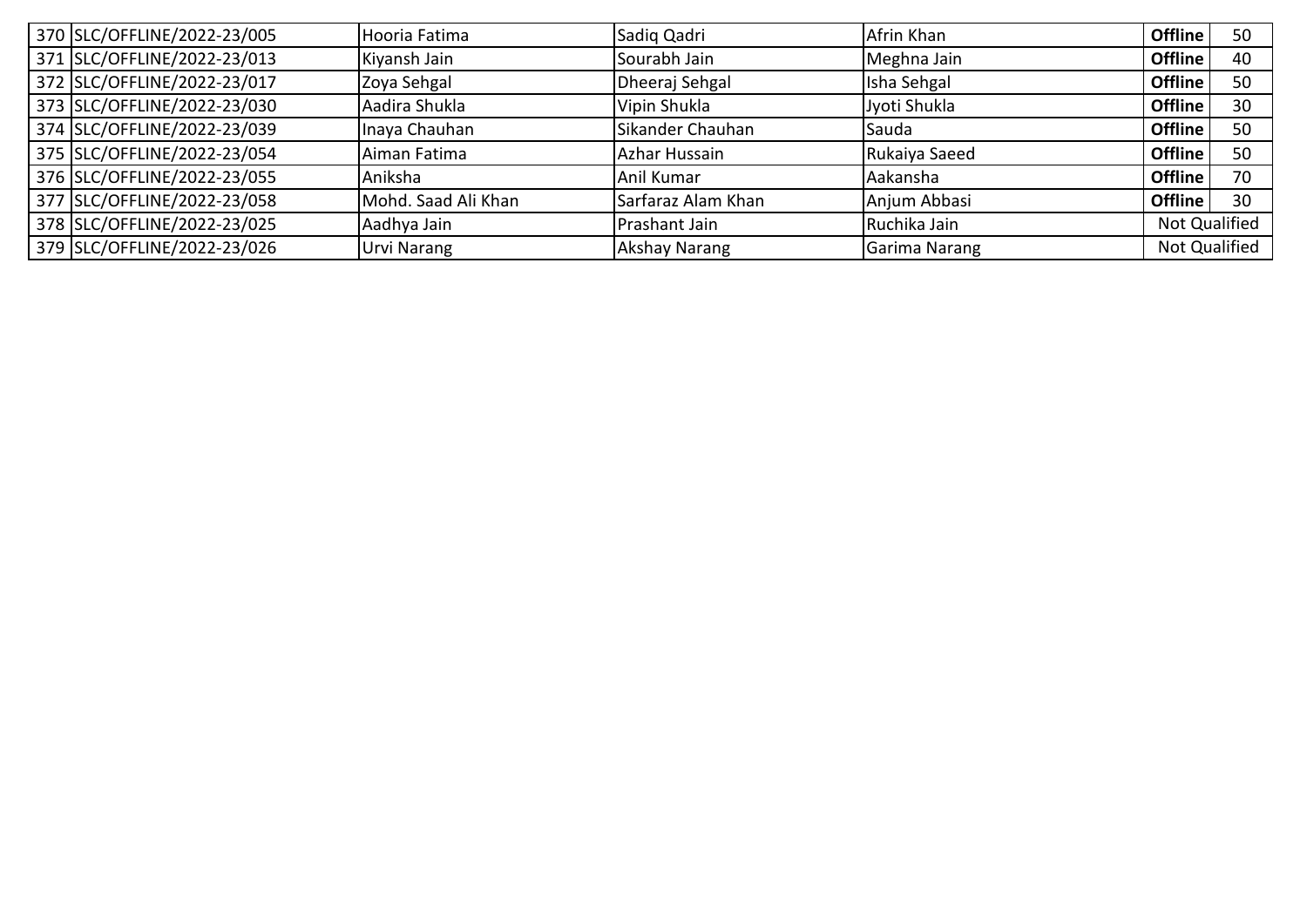| | | | | | | |
|---|---|---|---|---|---|---|
| 370 | SLC/OFFLINE/2022-23/005 | Hooria Fatima | Sadiq Qadri | Afrin Khan | **Offline** | 50 |
| 371 | SLC/OFFLINE/2022-23/013 | Kiyansh Jain | Sourabh Jain | Meghna Jain | **Offline** | 40 |
| 372 | SLC/OFFLINE/2022-23/017 | Zoya Sehgal | Dheeraj Sehgal | Isha Sehgal | **Offline** | 50 |
| 373 | SLC/OFFLINE/2022-23/030 | Aadira Shukla | Vipin Shukla | Jyoti Shukla | **Offline** | 30 |
| 374 | SLC/OFFLINE/2022-23/039 | Inaya Chauhan | Sikander Chauhan | Sauda | **Offline** | 50 |
| 375 | SLC/OFFLINE/2022-23/054 | Aiman Fatima | Azhar Hussain | Rukaiya Saeed | **Offline** | 50 |
| 376 | SLC/OFFLINE/2022-23/055 | Aniksha | Anil Kumar | Aakansha | **Offline** | 70 |
| 377 | SLC/OFFLINE/2022-23/058 | Mohd. Saad Ali Khan | Sarfaraz Alam Khan | Anjum Abbasi | **Offline** | 30 |
| 378 | SLC/OFFLINE/2022-23/025 | Aadhya Jain | Prashant Jain | Ruchika Jain | Not Qualified | |
| 379 | SLC/OFFLINE/2022-23/026 | Urvi Narang | Akshay Narang | Garima Narang | Not Qualified | |